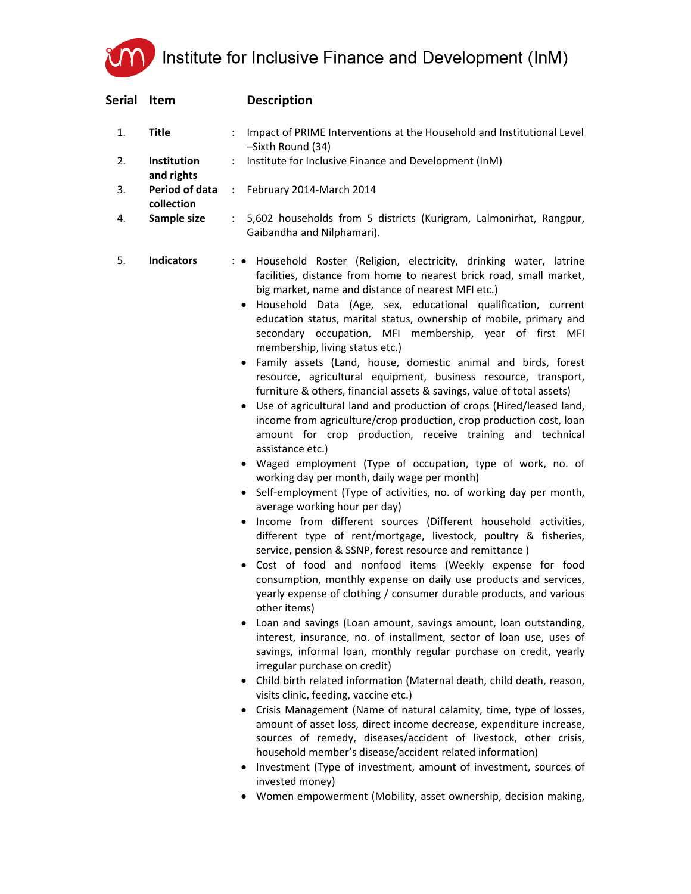# Institute for Inclusive Finance and Development (InM)

| Serial | Item | | Description |
|---|---|---|---|
| 1. | **Title** | : | Impact of PRIME Interventions at the Household and Institutional Level –Sixth Round (34) |
| 2. | **Institution and rights** | : | Institute for Inclusive Finance and Development (InM) |
| 3. | **Period of data collection** | : | February 2014-March 2014 |
| 4. | **Sample size** | : | 5,602 households from 5 districts (Kurigram, Lalmonirhat, Rangpur, Gaibandha and Nilphamari). |
| 5. | **Indicators** | : | • Household Roster (Religion, electricity, drinking water, latrine facilities, distance from home to nearest brick road, small market, big market, name and distance of nearest MFI etc.)<br>• Household Data (Age, sex, educational qualification, current education status, marital status, ownership of mobile, primary and secondary occupation, MFI membership, year of first MFI membership, living status etc.)<br>• Family assets (Land, house, domestic animal and birds, forest resource, agricultural equipment, business resource, transport, furniture & others, financial assets & savings, value of total assets)<br>• Use of agricultural land and production of crops (Hired/leased land, income from agriculture/crop production, crop production cost, loan amount for crop production, receive training and technical assistance etc.)<br>• Waged employment (Type of occupation, type of work, no. of working day per month, daily wage per month)<br>• Self-employment (Type of activities, no. of working day per month, average working hour per day)<br>• Income from different sources (Different household activities, different type of rent/mortgage, livestock, poultry & fisheries, service, pension & SSNP, forest resource and remittance )<br>• Cost of food and nonfood items (Weekly expense for food consumption, monthly expense on daily use products and services, yearly expense of clothing / consumer durable products, and various other items)<br>• Loan and savings (Loan amount, savings amount, loan outstanding, interest, insurance, no. of installment, sector of loan use, uses of savings, informal loan, monthly regular purchase on credit, yearly irregular purchase on credit)<br>• Child birth related information (Maternal death, child death, reason, visits clinic, feeding, vaccine etc.)<br>• Crisis Management (Name of natural calamity, time, type of losses, amount of asset loss, direct income decrease, expenditure increase, sources of remedy, diseases/accident of livestock, other crisis, household member's disease/accident related information)<br>• Investment (Type of investment, amount of investment, sources of invested money)<br>• Women empowerment (Mobility, asset ownership, decision making, |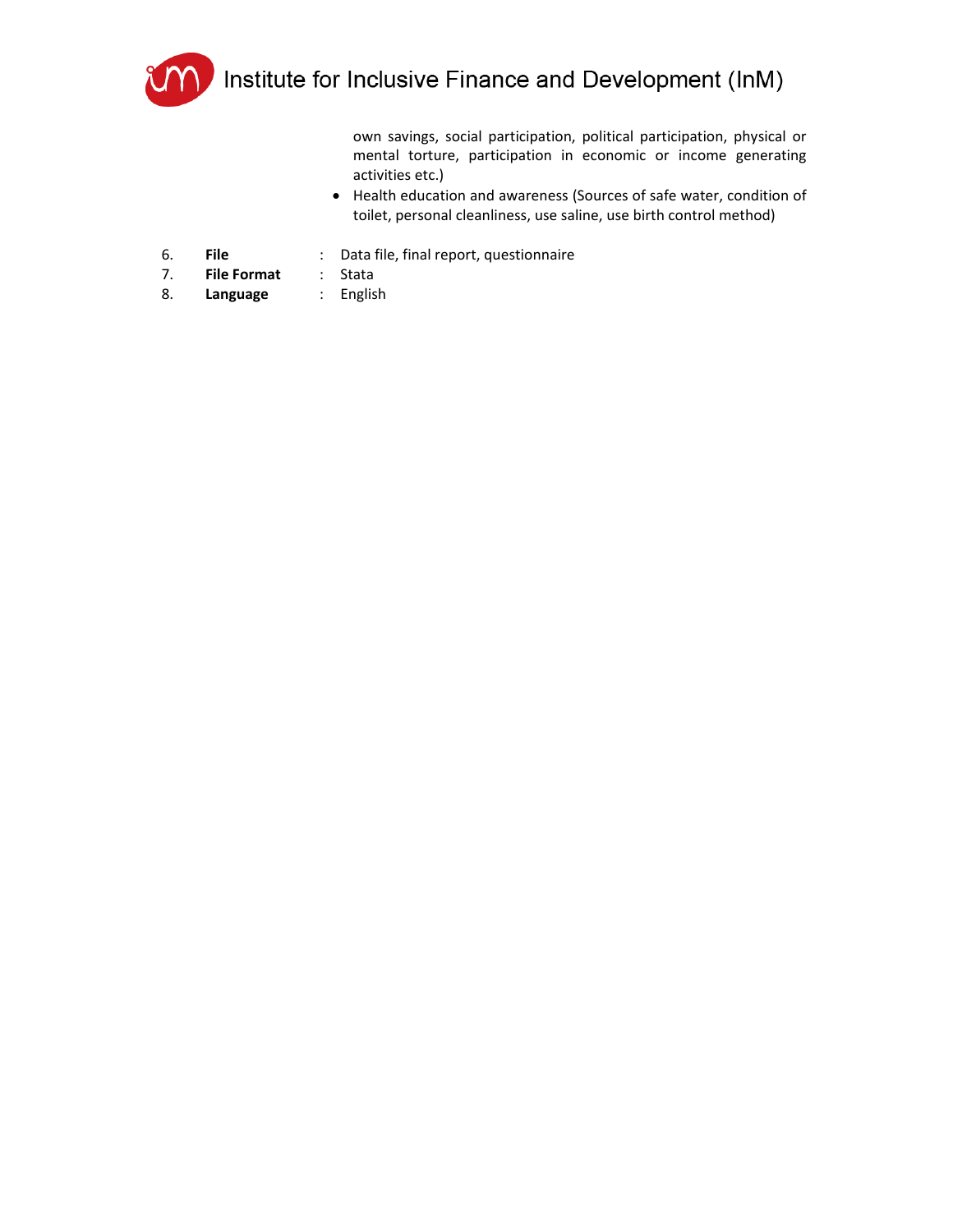own savings, social participation, political participation, physical or mental torture, participation in economic or income generating activities etc.)

- Health education and awareness (Sources of safe water, condition of toilet, personal cleanliness, use saline, use birth control method)

| | | | |
|---|---|---|---|
| 6. | **File** | : | Data file, final report, questionnaire |
| 7. | **File Format** | : | Stata |
| 8. | **Language** | : | English |